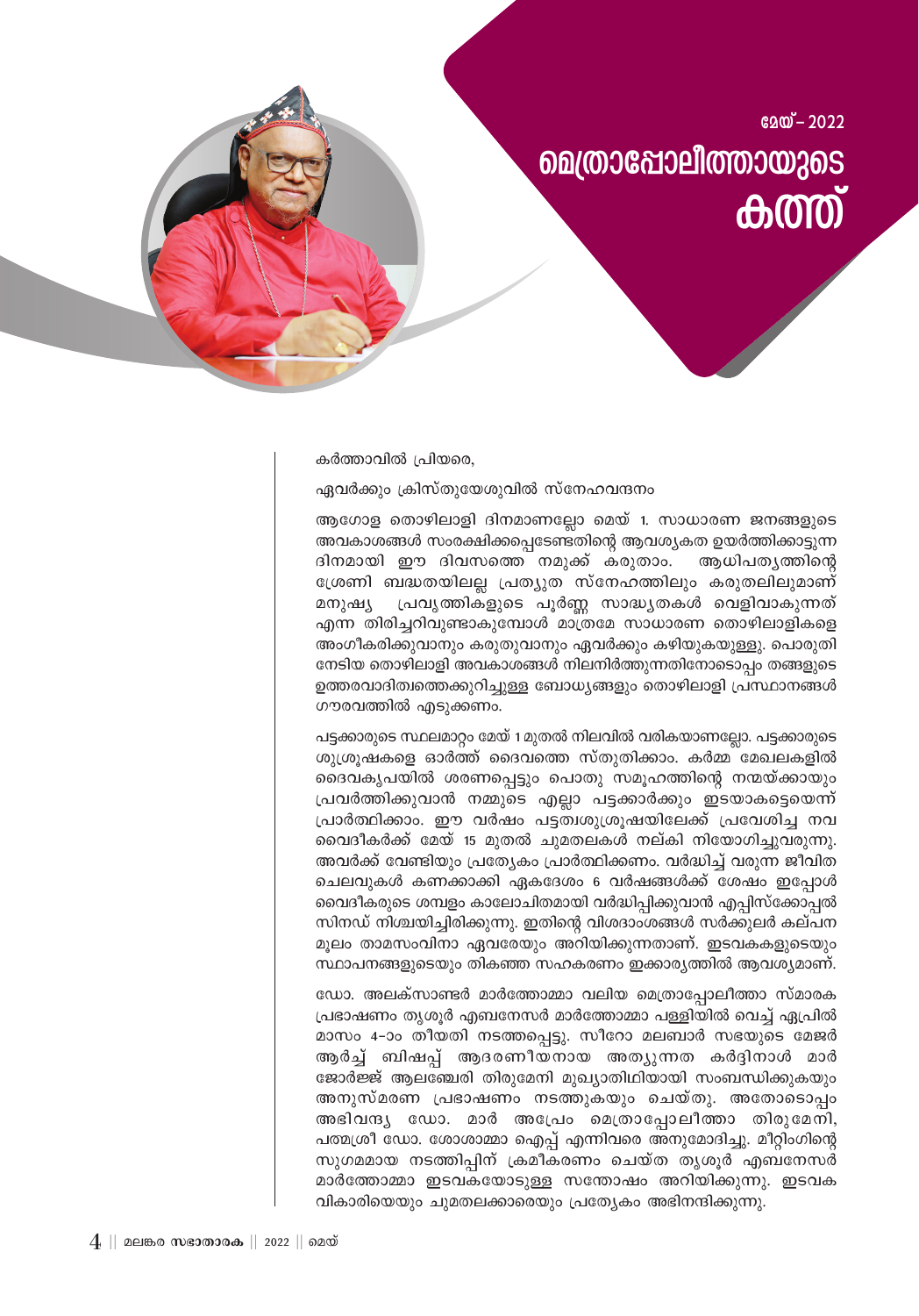മേയ് – 2022

# മെത്രാപ്പോലീത്തായുടെ കത്ത്

കർത്താവിൽ പ്രിയരെ,

ഏവർക്കും ക്രിസ്തുയേശുവിൽ സ്നേഹവന്ദനം

ആഗോള തൊഴിലാളി ദിനമാണല്ലോ മെയ് 1. സാധാരണ ജനങ്ങളുടെ അവകാശങ്ങൾ സംരക്ഷിക്കപ്പെടേണ്ടതിന്റെ ആവശ്യകത ഉയർത്തിക്കാട്ടുന്ന ദിനമായി ഈ ദിവസത്തെ നമുക്ക് കരുതാം. ആധിപത്യത്തിന്റെ ശ്രേണി ബദ്ധതയിലല്ല പ്രത്യുത സ്നേഹത്തിലും കരുതലിലുമാണ് മനുഷ്യ പ്രവൃത്തികളുടെ പൂർണ്ണ സാദ്ധ്യതകൾ വെളിവാകുന്നത് എന്ന തിരിച്ചറിവുണ്ടാകുമ്പോൾ മാത്രമേ സാധാരണ തൊഴിലാളികളെ അംഗീകരിക്കുവാനും കരുതുവാനും ഏവർക്കും കഴിയുകയുള്ളു. പൊരുതി നേടിയ തൊഴിലാളി അവകാശങ്ങൾ നിലനിർത്തുന്നതിനോടൊപ്പം തങ്ങളുടെ ഉത്തരവാദിത്വത്തെക്കുറിച്ചുള്ള ബോധ്യങ്ങളും തൊഴിലാളി പ്രസ്ഥാനങ്ങൾ ഗൗരവത്തിൽ എടുക്കണം.

പട്ടക്കാരുടെ സ്ഥലമാറ്റം മേയ് 1 മുതൽ നിലവിൽ വരികയാണല്ലോ. പട്ടക്കാരുടെ ശുശ്രൂഷകളെ ഓർത്ത് ദൈവത്തെ സ്തുതിക്കാം. കർമ്മ മേഖലകളിൽ ദൈവകൃപയിൽ ശരണപ്പെട്ടും പൊതു സമൂഹത്തിന്റെ നന്മയ്ക്കായും പ്രവർത്തിക്കുവാൻ നമ്മുടെ എല്ലാ പട്ടക്കാർക്കും ഇടയാകട്ടെയെന്ന് പ്രാർത്ഥിക്കാം. ഈ വർഷം പട്ടത്വശുശ്രൂഷയിലേക്ക് പ്രവേശിച്ച നവ വൈദീകർക്ക് മേയ് 15 മുതൽ ചുമതലകൾ നല്കി നിയോഗിച്ചുവരുന്നു. അവർക്ക് വേണ്ടിയും പ്രത്യേകം പ്രാർത്ഥിക്കണം. വർദ്ധിച്ച് വരുന്ന ജീവിത ചെലവുകൾ കണക്കാക്കി ഏകദേശം 6 വർഷങ്ങൾക്ക് ശേഷം ഇപ്പോൾ വൈദീകരുടെ ശമ്പളം കാലോചിതമായി വർദ്ധിപ്പിക്കുവാൻ എപ്പിസ്ക്കോപ്പൽ സിനഡ് നിശ്ചയിച്ചിരിക്കുന്നു. ഇതിന്റെ വിശദാംശങ്ങൾ സർക്കുലർ കല്പന മൂലം താമസംവിനാ ഏവരേയും അറിയിക്കുന്നതാണ്. ഇടവകകളുടെയും സ്ഥാപനങ്ങളുടെയും തികഞ്ഞ സഹകരണം ഇക്കാര്യത്തിൽ ആവശ്യമാണ്.

ഡോ. അലക്സാണ്ടർ മാർത്തോമ്മാ വലിയ മെത്രാപ്പോലീത്താ സ്മാരക പ്രഭാഷണം തൃശൂർ എബനേസർ മാർത്തോമ്മാ പള്ളിയിൽ വെച്ച് ഏപ്രിൽ മാസം 4-ാം തീയതി നടത്തപ്പെട്ടു. സീറോ മലബാർ സഭയുടെ മേജർ ആർച്ച് ബിഷപ്പ് ആദരണീയനായ അത്യുന്നത കർദ്ദിനാൾ മാർ ജോർജ്ജ് ആലഞ്ചേരി തിരുമേനി മുഖ്യാതിഥിയായി സംബന്ധിക്കുകയും അനുസ്മരണ പ്രഭാഷണം നടത്തുകയും ചെയ്തു. അതോടൊപ്പം അഭിവന്ദ്യ ഡോ. മാർ അപ്രേം മെത്രാപ്പോലീത്താ തിരുമേനി, പത്മശ്രീ ഡോ. ശോശാമ്മാ ഐപ്പ് എന്നിവരെ അനുമോദിച്ചു. മീറ്റിംഗിന്റെ സുഗമമായ നടത്തിപ്പിന് ക്രമീകരണം ചെയ്ത തൃശൂർ എബനേസർ മാർത്തോമ്മാ ഇടവകയോടുള്ള സന്തോഷം അറിയിക്കുന്നു. ഇടവക വികാരിയെയും ചുമതലക്കാരെയും പ്രത്യേകം അഭിനന്ദിക്കുന്നു.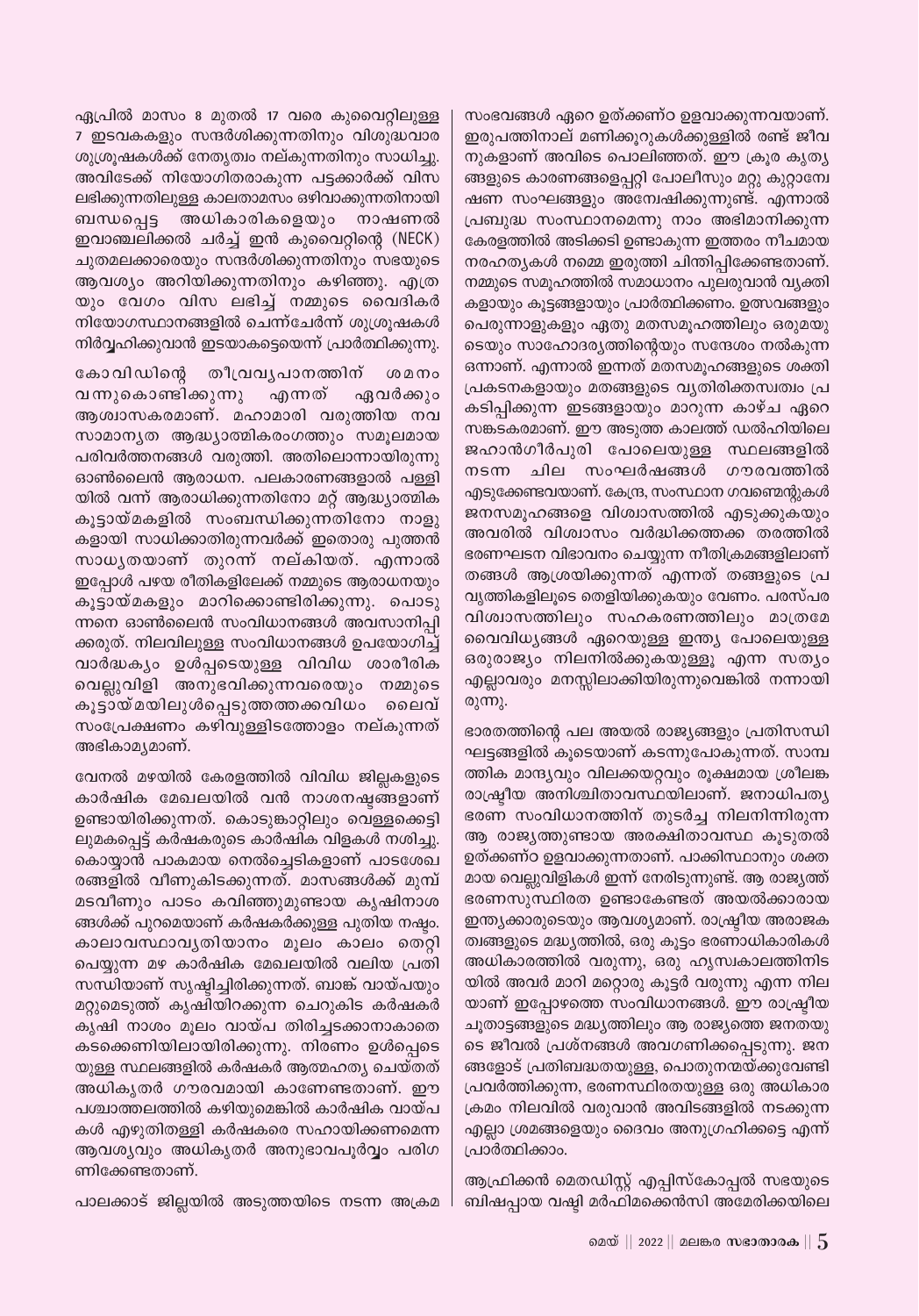ഏപ്രിൽ മാസം 8 മുതൽ 17 വരെ കുവൈറ്റിലുള്ള 7 ഇടവകകളും സന്ദർശിക്കുന്നതിനും വിശുദ്ധവാര ശുശ്രൂഷകൾക്ക് നേതൃത്വം നല്കുന്നതിനും സാധിച്ചു. അവിടേക്ക് നിയോഗിതരാകുന്ന പട്ടക്കാർക്ക് വിസ ലഭിക്കുന്നതിലുള്ള കാലതാമസം ഒഴിവാക്കുന്നതിനായി ബന്ധപ്പെട്ട അധികാരികളെയും നാഷണൽ ഇവാഞ്ചലിക്കൽ ചർച്ച് ഇൻ കുവൈറ്റിന്റെ (NECK) ചുതമലക്കാരെയും സന്ദർശിക്കുന്നതിനും സഭയുടെ ആവശ്യം അറിയിക്കുന്നതിനും കഴിഞ്ഞു. എത്രയും വേഗം വിസ ലഭിച്ച് നമ്മുടെ വൈദികർ നിയോഗസ്ഥാനങ്ങളിൽ ചെന്ന്ചേർന്ന് ശുശ്രൂഷകൾ നിർവ്വഹിക്കുവാൻ ഇടയാകട്ടെയെന്ന് പ്രാർത്ഥിക്കുന്നു.

കോവിഡിന്റെ തീവ്രവ്യാപനത്തിന് ശമനം വന്നുകൊണ്ടിരിക്കുന്നു എന്നത് ഏവർക്കും ആശ്വാസകരമാണ്. മഹാമാരി വരുത്തിയ നവ സാമാന്യത ആദ്ധ്യാത്മികരംഗത്തും സമൂലമായ പരിവർത്തനങ്ങൾ വരുത്തി. അതിലൊന്നായിരുന്നു ഓൺലൈൻ ആരാധന. പലകാരണങ്ങളാൽ പള്ളിയിൽ വന്ന് ആരാധിക്കുന്നതിനോ മറ്റ് ആദ്ധ്യാത്മിക കൂട്ടായ്മകളിൽ സംബന്ധിക്കുന്നതിനോ നാളുകളായി സാധിക്കാതിരുന്നവർക്ക് ഇതൊരു പുത്തൻ സാധ്യതയാണ് തുറന്ന് നല്കിയത്. എന്നാൽ ഇപ്പോൾ പഴയ രീതികളിലേക്ക് നമ്മുടെ ആരാധനയും കൂട്ടായ്മകളും മാറിക്കൊണ്ടിരിക്കുന്നു. പൊടുന്നനെ ഓൺലൈൻ സംവിധാനങ്ങൾ അവസാനിപ്പിക്കരുത്. നിലവിലുള്ള സംവിധാനങ്ങൾ ഉപയോഗിച്ച് വാർദ്ധക്യം ഉൾപ്പടെയുള്ള വിവിധ ശാരീരിക വെല്ലുവിളി അനുഭവിക്കുന്നവരെയും നമ്മുടെ കൂട്ടായ്മയിലുൾപ്പെടുത്തത്തക്കവിധം ലൈവ് സംപ്രേഷണം കഴിവുള്ളിടത്തോളം നല്കുന്നത് അഭികാമ്യമാണ്.

വേനൽ മഴയിൽ കേരളത്തിൽ വിവിധ ജില്ലകളുടെ കാർഷിക മേഖലയിൽ വൻ നാശനഷ്ടങ്ങളാണ് ഉണ്ടായിരിക്കുന്നത്. കൊടുങ്കാറ്റിലും വെള്ളക്കെട്ടിലുമകപ്പെട്ട് കർഷകരുടെ കാർഷിക വിളകൾ നശിച്ചു. കൊയ്യാൻ പാകമായ നെൽച്ചെടികളാണ് പാടശേഖരങ്ങളിൽ വീണുകിടക്കുന്നത്. മാസങ്ങൾക്ക് മുമ്പ് മടവീണും പാടം കവിഞ്ഞുമുണ്ടായ കൃഷിനാശങ്ങൾക്ക് പുറമെയാണ് കർഷകർക്കുള്ള പുതിയ നഷ്ടം. കാലാവസ്ഥാവ്യതിയാനം മൂലം കാലം തെറ്റി പെയ്യുന്ന മഴ കാർഷിക മേഖലയിൽ വലിയ പ്രതിസന്ധിയാണ് സൃഷ്ടിച്ചിരിക്കുന്നത്. ബാങ്ക് വായ്പയും മറ്റുമെടുത്ത് കൃഷിയിറക്കുന്ന ചെറുകിട കർഷകർ കൃഷി നാശം മൂലം വായ്പ തിരിച്ചടക്കാനാകാതെ കടക്കെണിയിലായിരിക്കുന്നു. നിരണം ഉൾപ്പെടെയുള്ള സ്ഥലങ്ങളിൽ കർഷകർ ആത്മഹത്യ ചെയ്തത് അധികൃതർ ഗൗരവമായി കാണേണ്ടതാണ്. ഈ പശ്ചാത്തലത്തിൽ കഴിയുമെങ്കിൽ കാർഷിക വായ്പകൾ എഴുതിതള്ളി കർഷകരെ സഹായിക്കണമെന്ന ആവശ്യവും അധികൃതർ അനുഭാവപൂർവ്വം പരിഗണിക്കേണ്ടതാണ്.

പാലക്കാട് ജില്ലയിൽ അടുത്തയിടെ നടന്ന അക്രമ സംഭവങ്ങൾ ഏറെ ഉത്ക്കണ്ഠ ഉളവാക്കുന്നവയാണ്. ഇരുപത്തിനാല് മണിക്കൂറുകൾക്കുള്ളിൽ രണ്ട് ജീവനുകളാണ് അവിടെ പൊലിഞ്ഞത്. ഈ ക്രൂര കൃത്യങ്ങളുടെ കാരണങ്ങളെപ്പറ്റി പോലീസും മറ്റു കുറ്റാന്വേഷണ സംഘങ്ങളും അന്വേഷിക്കുന്നുണ്ട്. എന്നാൽ പ്രബുദ്ധ സംസ്ഥാനമെന്നു നാം അഭിമാനിക്കുന്ന കേരളത്തിൽ അടിക്കടി ഉണ്ടാകുന്ന ഇത്തരം നീചമായ നരഹത്യകൾ നമ്മെ ഇരുത്തി ചിന്തിപ്പിക്കേണ്ടതാണ്. നമ്മുടെ സമൂഹത്തിൽ സമാധാനം പുലരുവാൻ വ്യക്തികളായും കൂട്ടങ്ങളായും പ്രാർത്ഥിക്കണം. ഉത്സവങ്ങളും പെരുന്നാളുകളും ഏതു മതസമൂഹത്തിലും ഒരുമയുടെയും സാഹോദര്യത്തിന്റെയും സന്ദേശം നൽകുന്ന ഒന്നാണ്. എന്നാൽ ഇന്നത് മതസമൂഹങ്ങളുടെ ശക്തി പ്രകടനകളായും മതങ്ങളുടെ വ്യതിരിക്തസ്വത്വം പ്രകടിപ്പിക്കുന്ന ഇടങ്ങളായും മാറുന്ന കാഴ്ച ഏറെ സങ്കടകരമാണ്. ഈ അടുത്ത കാലത്ത് ഡൽഹിയിലെ ജഹാൻഗീർപുരി പോലെയുള്ള സ്ഥലങ്ങളിൽ നടന്ന ചില സംഘർഷങ്ങൾ ഗൗരവത്തിൽ എടുക്കേണ്ടവയാണ്. കേന്ദ്ര, സംസ്ഥാന ഗവണ്മെന്റുകൾ ജനസമൂഹങ്ങളെ വിശ്വാസത്തിൽ എടുക്കുകയും അവരിൽ വിശ്വാസം വർദ്ധിക്കത്തക്ക തരത്തിൽ ഭരണഘടന വിഭാവനം ചെയ്യുന്ന നീതിക്രമങ്ങളിലാണ് തങ്ങൾ ആശ്രയിക്കുന്നത് എന്നത് തങ്ങളുടെ പ്രവൃത്തികളിലൂടെ തെളിയിക്കുകയും വേണം. പരസ്പര വിശ്വാസത്തിലും സഹകരണത്തിലും മാത്രമേ വൈവിധ്യങ്ങൾ ഏറെയുള്ള ഇന്ത്യ പോലെയുള്ള ഒരുരാജ്യം നിലനിൽക്കുകയുള്ളൂ എന്ന സത്യം എല്ലാവരും മനസ്സിലാക്കിയിരുന്നുവെങ്കിൽ നന്നായിരുന്നു.

ഭാരതത്തിന്റെ പല അയൽ രാജ്യങ്ങളും പ്രതിസന്ധിഘട്ടങ്ങളിൽ കൂടെയാണ് കടന്നുപോകുന്നത്. സാമ്പത്തിക മാന്ദ്യവും വിലക്കയറ്റവും രൂക്ഷമായ ശ്രീലങ്ക രാഷ്ട്രീയ അനിശ്ചിതാവസ്ഥയിലാണ്. ജനാധിപത്യ ഭരണ സംവിധാനത്തിന് തുടർച്ച നിലനിന്നിരുന്ന ആ രാജ്യത്തുണ്ടായ അരക്ഷിതാവസ്ഥ കൂടുതൽ ഉത്ക്കണ്ഠ ഉളവാക്കുന്നതാണ്. പാക്കിസ്ഥാനും ശക്തമായ വെല്ലുവിളികൾ ഇന്ന് നേരിടുന്നുണ്ട്. ആ രാജ്യത്ത് ഭരണസുസ്ഥിരത ഉണ്ടാകേണ്ടത് അയൽക്കാരായ ഇന്ത്യക്കാരുടെയും ആവശ്യമാണ്. രാഷ്ട്രീയ അരാജകത്വങ്ങളുടെ മദ്ധ്യത്തിൽ, ഒരു കൂട്ടം ഭരണാധികാരികൾ അധികാരത്തിൽ വരുന്നു, ഒരു ഹ്രസ്വകാലത്തിനിടയിൽ അവർ മാറി മറ്റൊരു കൂട്ടർ വരുന്നു എന്ന നിലയാണ് ഇപ്പോഴത്തെ സംവിധാനങ്ങൾ. ഈ രാഷ്ട്രീയ ചുതാട്ടങ്ങളുടെ മദ്ധ്യത്തിലും ആ രാജ്യത്തെ ജനതയുടെ ജീവൽ പ്രശ്നങ്ങൾ അവഗണിക്കപ്പെടുന്നു. ജനങ്ങളോട് പ്രതിബദ്ധതയുള്ള, പൊതുനന്മയ്ക്കുവേണ്ടി പ്രവർത്തിക്കുന്ന, ഭരണസ്ഥിരതയുള്ള ഒരു അധികാര ക്രമം നിലവിൽ വരുവാൻ അവിടങ്ങളിൽ നടക്കുന്ന എല്ലാ ശ്രമങ്ങളെയും ദൈവം അനുഗ്രഹിക്കട്ടെ എന്ന് പ്രാർത്ഥിക്കാം.

ആഫ്രിക്കൻ മെതഡിസ്റ്റ് എപ്പിസ്കോപ്പൽ സഭയുടെ ബിഷപ്പായ വഷ്തി മർഫിമക്കെൻസി അമേരിക്കയിലെ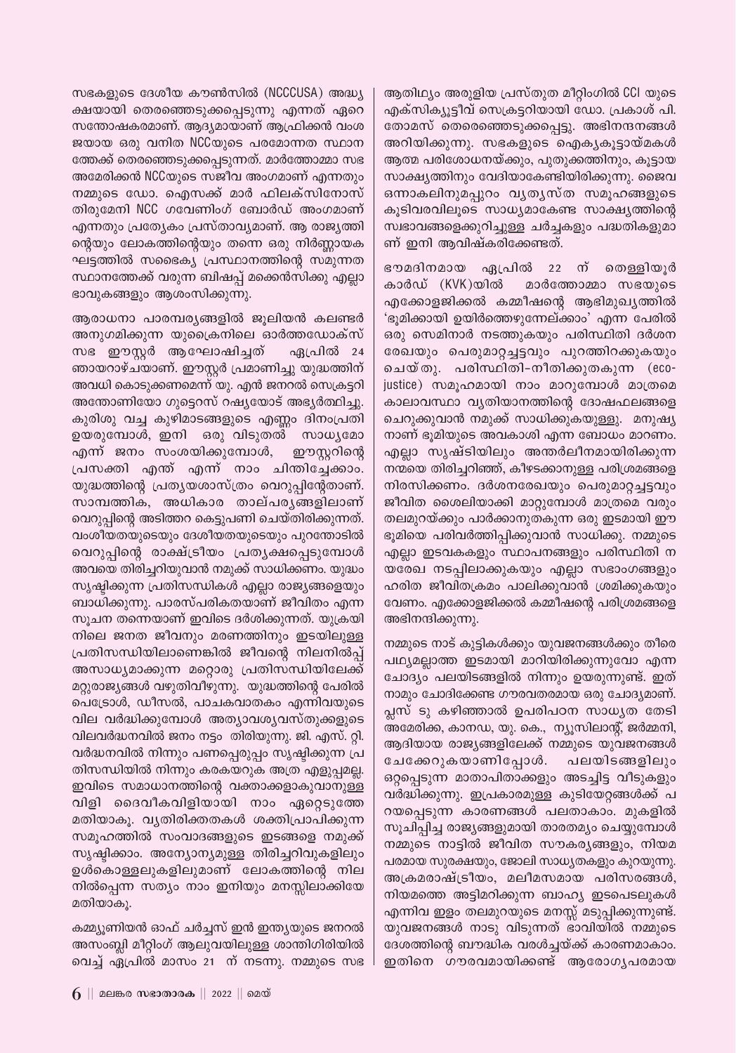സഭകളുടെ ദേശീയ കൗൺസിൽ (NCCCUSA) അദ്ധ്യക്ഷയായി തെരഞ്ഞെടുക്കപ്പെടുന്നു എന്നത് ഏറെ സന്തോഷകരമാണ്. ആദ്യമായാണ് ആഫ്രിക്കൻ വംശജയായ ഒരു വനിത NCCയുടെ പരമോന്നത സ്ഥാനത്തേക്ക് തെരഞ്ഞെടുക്കപ്പെടുന്നത്. മാർത്തോമ്മാ സഭ അമേരിക്കൻ NCCയുടെ സജീവ അംഗമാണ് എന്നതും നമ്മുടെ ഡോ. ഐസക്ക് മാർ ഫിലക്സിനോസ് തിരുമേനി NCC ഗവേണിംഗ് ബോർഡ് അംഗമാണ് എന്നതും പ്രത്യേകം പ്രസ്താവ്യമാണ്. ആ രാജ്യത്തിന്റെയും ലോകത്തിന്റെയും തന്നെ ഒരു നിർണ്ണായക ഘട്ടത്തിൽ സഭൈക്യ പ്രസ്ഥാനത്തിന്റെ സമുന്നത സ്ഥാനത്തേക്ക് വരുന്ന ബിഷപ്പ് മക്കെൻസിക്കു എല്ലാ ഭാവുകങ്ങളും ആശംസിക്കുന്നു.

ആരാധനാ പാരമ്പര്യങ്ങളിൽ ജൂലിയൻ കലണ്ടർ അനുഗമിക്കുന്ന യുക്രൈനിലെ ഓർത്തഡോക്സ് സഭ ഈസ്റ്റർ ആഘോഷിച്ചത് ഏപ്രിൽ 24 ഞായറാഴ്ചയാണ്. ഈസ്റ്റർ പ്രമാണിച്ചു യുദ്ധത്തിന് അവധി കൊടുക്കണമെന്ന് യു. എൻ ജനറൽ സെക്രട്ടറി അന്തോണിയോ ഗുട്ടെറസ് റഷ്യയോട് അഭ്യർത്ഥിച്ചു. കുരിശു വച്ച കുഴിമാടങ്ങളുടെ എണ്ണം ദിനംപ്രതി ഉയരുമ്പോൾ, ഇനി ഒരു വിടുതൽ സാധ്യമോ എന്ന് ജനം സംശയിക്കുമ്പോൾ, ഈസ്റ്ററിന്റെ പ്രസക്തി എന്ത് എന്ന് നാം ചിന്തിച്ചേക്കാം. യുദ്ധത്തിന്റെ പ്രത്യയശാസ്ത്രം വെറുപ്പിന്റേതാണ്. സാമ്പത്തിക, അധികാര താല്പര്യങ്ങളിലാണ് വെറുപ്പിന്റെ അടിത്തറ കെട്ടുപണി ചെയ്തിരിക്കുന്നത്. വംശീയതയുടെയും ദേശീയതയുടെയും പുറന്തോടിൽ വെറുപ്പിന്റെ രാഷ്ട്രീയം പ്രത്യക്ഷപ്പെടുമ്പോൾ അവയെ തിരിച്ചറിയുവാൻ നമുക്ക് സാധിക്കണം. യുദ്ധം സൃഷ്ടിക്കുന്ന പ്രതിസന്ധികൾ എല്ലാ രാജ്യങ്ങളെയും ബാധിക്കുന്നു. പാരസ്പരികതയാണ് ജീവിതം എന്ന സൂചന തന്നെയാണ് ഇവിടെ ദർശിക്കുന്നത്. യുക്രയിനിലെ ജനത ജീവനും മരണത്തിനും ഇടയിലുള്ള പ്രതിസന്ധിയിലാണെങ്കിൽ ജീവന്റെ നിലനിൽപ്പ് അസാധ്യമാക്കുന്ന മറ്റൊരു പ്രതിസന്ധിയിലേക്ക് മറ്റുരാജ്യങ്ങൾ വഴുതിവീഴുന്നു. യുദ്ധത്തിന്റെ പേരിൽ പെട്രോൾ, ഡീസൽ, പാചകവാതകം എന്നിവയുടെ വില വർദ്ധിക്കുമ്പോൾ അത്യാവശ്യവസ്തുക്കളുടെ വിലവർദ്ധനവിൽ ജനം നട്ടം തിരിയുന്നു. ജി. എസ്. റ്റി. വർദ്ധനവിൽ നിന്നും പണപ്പെരുപ്പം സൃഷ്ടിക്കുന്ന പ്രതിസന്ധിയിൽ നിന്നും കരകയറുക അത്ര എളുപ്പമല്ല. ഇവിടെ സമാധാനത്തിന്റെ വക്താക്കളാകുവാനുള്ള വിളി ദൈവീകവിളിയായി നാം ഏറ്റെടുത്തേ മതിയാകൂ. വ്യതിരിക്തതകൾ ശക്തിപ്രാപിക്കുന്ന സമൂഹത്തിൽ സംവാദങ്ങളുടെ ഇടങ്ങളെ നമുക്ക് സൃഷ്ടിക്കാം. അന്യോന്യമുള്ള തിരിച്ചറിവുകളിലും ഉൾക്കൊള്ളലുകളിലുമാണ് ലോകത്തിന്റെ നിലനിൽപ്പെന്ന സത്യം നാം ഇനിയും മനസ്സിലാക്കിയേ മതിയാകൂ.

കമ്മ്യൂണിയൻ ഓഫ് ചർച്ചസ് ഇൻ ഇന്ത്യയുടെ ജനറൽ അസംബ്ലി മീറ്റിംഗ് ആലുവയിലുള്ള ശാന്തിഗിരിയിൽ വെച്ച് ഏപ്രിൽ മാസം 21 ന് നടന്നു. നമ്മുടെ സഭ ആതിഥ്യം അരുളിയ പ്രസ്തുത മീറ്റിംഗിൽ CCI യുടെ എക്സിക്യൂട്ടീവ് സെക്രട്ടറിയായി ഡോ. പ്രകാശ് പി. തോമസ് തെരെഞ്ഞെടുക്കപ്പെട്ടു. അഭിനന്ദനങ്ങൾ അറിയിക്കുന്നു. സഭകളുടെ ഐക്യകൂട്ടായ്മകൾ ആത്മ പരിശോധനയ്ക്കും, പുതുക്കത്തിനും, കൂട്ടായ സാക്ഷ്യത്തിനും വേദിയാകേണ്ടിയിരിക്കുന്നു. ജൈവ ഒന്നാകലിനുമപ്പുറം വ്യത്യസ്ത സമൂഹങ്ങളുടെ കൂടിവരവിലൂടെ സാധ്യമാകേണ്ട സാക്ഷ്യത്തിന്റെ സ്വഭാവങ്ങളെക്കുറിച്ചുള്ള ചർച്ചകളും പദ്ധതികളുമാണ് ഇനി ആവിഷ്കരിക്കേണ്ടത്.

ഭൗമദിനമായ ഏപ്രിൽ 22 ന് തെള്ളിയൂർ കാർഡ് (KVK)യിൽ മാർത്തോമ്മാ സഭയുടെ എക്കോളജിക്കൽ കമ്മീഷന്റെ ആഭിമുഖ്യത്തിൽ 'ഭൂമിക്കായി ഉയിർത്തെഴുന്നേല്ക്കാം' എന്ന പേരിൽ ഒരു സെമിനാർ നടത്തുകയും പരിസ്ഥിതി ദർശന രേഖയും പെരുമാറ്റച്ചട്ടവും പുറത്തിറക്കുകയും ചെയ്തു. പരിസ്ഥിതി-നീതിക്കുതകുന്ന (eco-justice) സമൂഹമായി നാം മാറുമ്പോൾ മാത്രമെ കാലാവസ്ഥാ വ്യതിയാനത്തിന്റെ ദോഷഫലങ്ങളെ ചെറുക്കുവാൻ നമുക്ക് സാധിക്കുകയുള്ളു. മനുഷ്യനാണ് ഭൂമിയുടെ അവകാശി എന്ന ബോധം മാറണം. എല്ലാ സൃഷ്ടിയിലും അന്തർലീനമായിരിക്കുന്ന നന്മയെ തിരിച്ചറിഞ്ഞ്, കീഴടക്കാനുള്ള പരിശ്രമങ്ങളെ നിരസിക്കണം. ദർശനരേഖയും പെരുമാറ്റച്ചട്ടവും ജീവിത ശൈലിയാക്കി മാറ്റുമ്പോൾ മാത്രമെ വരും തലമുറയ്ക്കും പാർക്കാനുതകുന്ന ഒരു ഇടമായി ഈ ഭൂമിയെ പരിവർത്തിപ്പിക്കുവാൻ സാധിക്കൂ. നമ്മുടെ എല്ലാ ഇടവകകളും സ്ഥാപനങ്ങളും പരിസ്ഥിതി നയരേഖ നടപ്പിലാക്കുകയും എല്ലാ സഭാംഗങ്ങളും ഹരിത ജീവിതക്രമം പാലിക്കുവാൻ ശ്രമിക്കുകയും വേണം. എക്കോളജിക്കൽ കമ്മീഷന്റെ പരിശ്രമങ്ങളെ അഭിനന്ദിക്കുന്നു.

നമ്മുടെ നാട് കുട്ടികൾക്കും യുവജനങ്ങൾക്കും തീരെ പഥ്യമല്ലാത്ത ഇടമായി മാറിയിരിക്കുന്നുവോ എന്ന ചോദ്യം പലയിടങ്ങളിൽ നിന്നും ഉയരുന്നുണ്ട്. ഇത് നാമും ചോദിക്കേണ്ട ഗൗരവതരമായ ഒരു ചോദ്യമാണ്. പ്ലസ് ടു കഴിഞ്ഞാൽ ഉപരിപഠന സാധ്യത തേടി അമേരിക്ക, കാനഡ, യു. കെ., ന്യൂസിലാന്റ്, ജർമ്മനി, ആദിയായ രാജ്യങ്ങളിലേക്ക് നമ്മുടെ യുവജനങ്ങൾ ചേക്കേറുകയാണിപ്പോൾ. പലയിടങ്ങളിലും ഒറ്റപ്പെടുന്ന മാതാപിതാക്കളും അടച്ചിട്ട വീടുകളും വർദ്ധിക്കുന്നു. ഇപ്രകാരമുള്ള കുടിയേറ്റങ്ങൾക്ക് പറയപ്പെടുന്ന കാരണങ്ങൾ പലതാകാം. മുകളിൽ സൂചിപ്പിച്ച രാജ്യങ്ങളുമായി താരതമ്യം ചെയ്യുമ്പോൾ നമ്മുടെ നാട്ടിൽ ജീവിത സൗകര്യങ്ങളും, നിയമപരമായ സുരക്ഷയും, ജോലി സാധ്യതകളും കുറയുന്നു. അക്രമരാഷ്ട്രീയം, മലീമസമായ പരിസരങ്ങൾ, നിയമത്തെ അട്ടിമറിക്കുന്ന ബാഹ്യ ഇടപെടലുകൾ എന്നിവ ഇളം തലമുറയുടെ മനസ്സ് മടുപ്പിക്കുന്നുണ്ട്. യുവജനങ്ങൾ നാടു വിടുന്നത് ഭാവിയിൽ നമ്മുടെ ദേശത്തിന്റെ ബൗദ്ധിക വരൾച്ചയ്ക്ക് കാരണമാകാം. ഇതിനെ ഗൗരവമായിക്കണ്ട് ആരോഗ്യപരമായ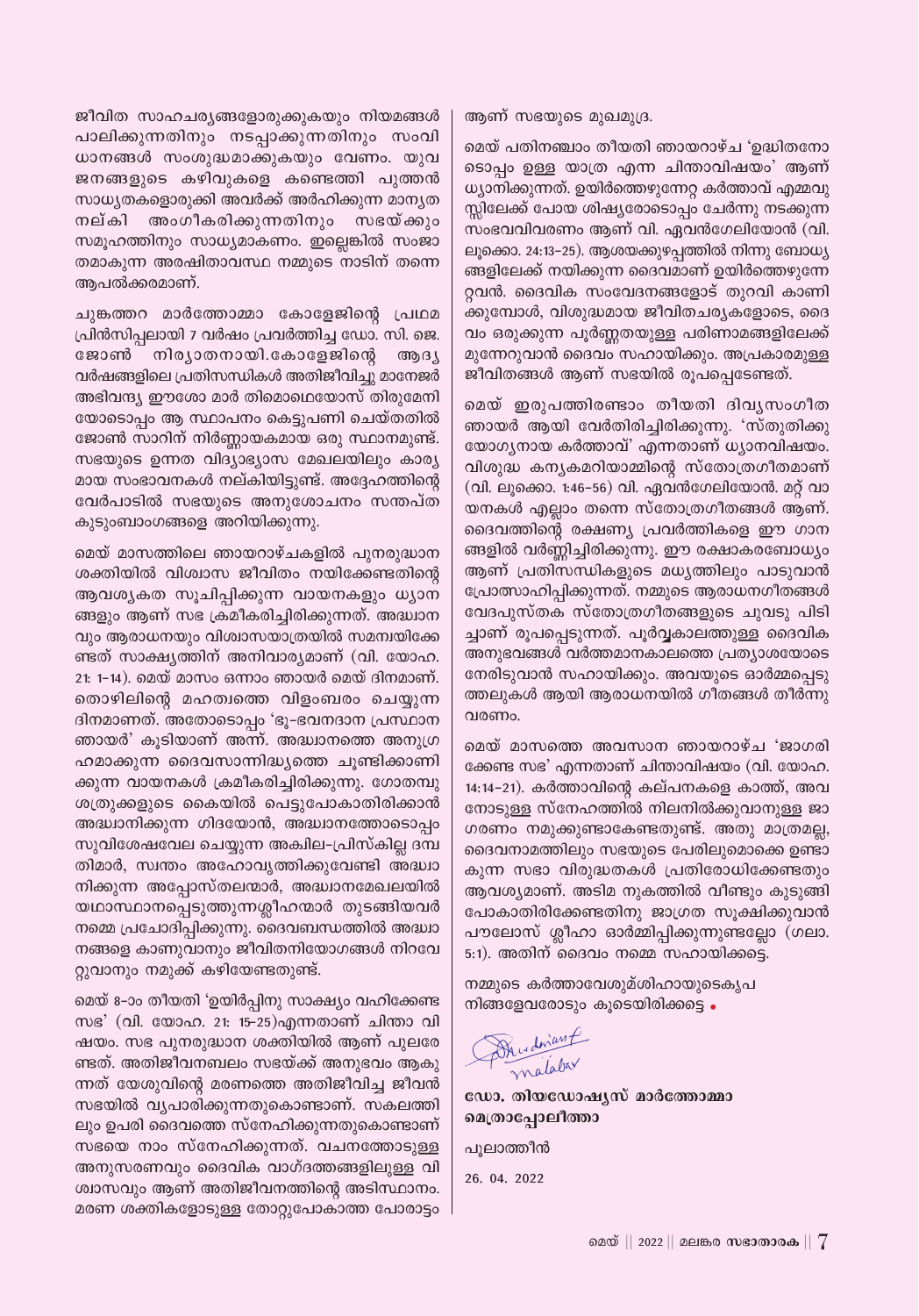ജീവിത സാഹചര്യങ്ങളോരുക്കുകയും നിയമങ്ങൾ പാലിക്കുന്നതിനും നടപ്പാക്കുന്നതിനും സംവിധാനങ്ങൾ സംശുദ്ധമാക്കുകയും വേണം. യുവജനങ്ങളുടെ കഴിവുകളെ കണ്ടെത്തി പുത്തൻ സാധ്യതകളൊരുക്കി അവർക്ക് അർഹിക്കുന്ന മാന്യത നല്കി അംഗീകരിക്കുന്നതിനും സഭയ്ക്കും സമൂഹത്തിനും സാധ്യമാകണം. ഇല്ലെങ്കിൽ സംജാതമാകുന്ന അരക്ഷിതാവസ്ഥ നമ്മുടെ നാടിന് തന്നെ ആപൽക്കരമാണ്.

ചുങ്കത്തറ മാർത്തോമ്മാ കോളേജിന്റെ പ്രഥമ പ്രിൻസിപ്പലായി 7 വർഷം പ്രവർത്തിച്ച ഡോ. സി. ജെ. ജോൺ നിര്യാതനായി.കോളേജിന്റെ ആദ്യ വർഷങ്ങളിലെ പ്രതിസന്ധികൾ അതിജീവിച്ചു മാനേജർ അഭിവന്ദ്യ ഈശോ മാർ തിമൊഥെയോസ് തിരുമേനിയോടൊപ്പം ആ സ്ഥാപനം കെട്ടുപണി ചെയ്തതിൽ ജോൺ സാറിന് നിർണ്ണായകമായ ഒരു സ്ഥാനമുണ്ട്. സഭയുടെ ഉന്നത വിദ്യാഭ്യാസ മേഖലയിലും കാര്യമായ സംഭാവനകൾ നല്കിയിട്ടുണ്ട്. അദ്ദേഹത്തിന്റെ വേർപാടിൽ സഭയുടെ അനുശോചനം സന്തപ്ത കുടുംബാംഗങ്ങളെ അറിയിക്കുന്നു.

മെയ് മാസത്തിലെ ഞായറാഴ്ചകളിൽ പുനരുദ്ധാന ശക്തിയിൽ വിശ്വാസ ജീവിതം നയിക്കേണ്ടതിന്റെ ആവശ്യകത സൂചിപ്പിക്കുന്ന വായനകളും ധ്യാനങ്ങളും ആണ് സഭ ക്രമീകരിച്ചിരിക്കുന്നത്. അദ്ധ്വാനവും ആരാധനയും വിശ്വാസയാത്രയിൽ സമന്വയിക്കേണ്ടത് സാക്ഷ്യത്തിന് അനിവാര്യമാണ് (വി. യോഹ. 21: 1–14). മെയ് മാസം ഒന്നാം ഞായർ മെയ് ദിനമാണ്. തൊഴിലിന്റെ മഹത്വത്തെ വിളംബരം ചെയ്യുന്ന ദിനമാണത്. അതോടൊപ്പം 'ഭൂ-ഭവനദാന പ്രസ്ഥാന ഞായർ' കൂടിയാണ് അന്ന്. അദ്ധ്വാനത്തെ അനുഗ്രഹമാക്കുന്ന ദൈവസാന്നിദ്ധ്യത്തെ ചൂണ്ടിക്കാണിക്കുന്ന വായനകൾ ക്രമീകരിച്ചിരിക്കുന്നു. ഗോതമ്പു ശത്രുക്കളുടെ കൈയിൽ പെട്ടുപോകാതിരിക്കാൻ അദ്ധ്വാനിക്കുന്ന ഗിദയോൻ, അദ്ധ്വാനത്തോടൊപ്പം സുവിശേഷവേല ചെയ്യുന്ന അക്വില-പ്രിസ്കില്ല ദമ്പതിമാർ, സ്വന്തം അഹോവൃത്തിക്കുവേണ്ടി അദ്ധ്വാനിക്കുന്ന അപ്പോസ്തലന്മാർ, അദ്ധ്വാനമേഖലയിൽ യഥാസ്ഥാനപ്പെടുത്തുന്നശ്ലീഹന്മാർ തുടങ്ങിയവർ നമ്മെ പ്രചോദിപ്പിക്കുന്നു. ദൈവബന്ധത്തിൽ അദ്ധ്വാനങ്ങളെ കാണുവാനും ജീവിതനിയോഗങ്ങൾ നിറവേറ്റുവാനും നമുക്ക് കഴിയേണ്ടതുണ്ട്.

മെയ് 8-ാം തീയതി 'ഉയിർപ്പിനു സാക്ഷ്യം വഹിക്കേണ്ട സഭ' (വി. യോഹ. 21: 15–25)എന്നതാണ് ചിന്താ വിഷയം. സഭ പുനരുദ്ധാന ശക്തിയിൽ ആണ് പുലരേണ്ടത്. അതിജീവനബലം സഭയ്ക്ക് അനുഭവം ആകുന്നത് യേശുവിന്റെ മരണത്തെ അതിജീവിച്ച ജീവൻ സഭയിൽ വ്യാപരിക്കുന്നതുകൊണ്ടാണ്. സകലത്തിലും ഉപരി ദൈവത്തെ സ്നേഹിക്കുന്നതുകൊണ്ടാണ് സഭയെ നാം സ്നേഹിക്കുന്നത്. വചനത്തോടുള്ള അനുസരണവും ദൈവിക വാഗ്ദത്തങ്ങളിലുള്ള വിശ്വാസവും ആണ് അതിജീവനത്തിന്റെ അടിസ്ഥാനം. മരണ ശക്തികളോടുള്ള തോറ്റുപോകാത്ത പോരാട്ടം ആണ് സഭയുടെ മുഖമുദ്ര.

മെയ് പതിനഞ്ചാം തീയതി ഞായറാഴ്ച 'ഉദ്ധിതനോടൊപ്പം ഉള്ള യാത്ര എന്ന ചിന്താവിഷയം' ആണ് ധ്യാനിക്കുന്നത്. ഉയിർത്തെഴുന്നേറ്റ കർത്താവ് എമ്മവുസ്സിലേക്ക് പോയ ശിഷ്യരോടൊപ്പം ചേർന്നു നടക്കുന്ന സംഭവവിവരണം ആണ് വി. ഏവൻഗേലിയോൻ (വി. ലൂക്കൊ. 24:13–25). ആശയക്കുഴപ്പത്തിൽ നിന്നു ബോധ്യങ്ങളിലേക്ക് നയിക്കുന്ന ദൈവമാണ് ഉയിർത്തെഴുന്നേറ്റവൻ. ദൈവിക സംവേദനങ്ങളോട് തുറവി കാണിക്കുമ്പോൾ, വിശുദ്ധമായ ജീവിതചര്യകളോടെ, ദൈവം ഒരുക്കുന്ന പൂർണ്ണതയുള്ള പരിണാമങ്ങളിലേക്ക് മുന്നേറുവാൻ ദൈവം സഹായിക്കും. അപ്രകാരമുള്ള ജീവിതങ്ങൾ ആണ് സഭയിൽ രൂപപ്പെടേണ്ടത്.

മെയ് ഇരുപത്തിരണ്ടാം തീയതി ദിവ്യസംഗീത ഞായർ ആയി വേർതിരിച്ചിരിക്കുന്നു. 'സ്തുതിക്കു യോഗ്യനായ കർത്താവ്' എന്നതാണ് ധ്യാനവിഷയം. വിശുദ്ധ കന്യകമറിയാമ്മിന്റെ സ്തോത്രഗീതമാണ് (വി. ലൂക്കൊ. 1:46–56) വി. ഏവൻഗേലിയോൻ. മറ്റ് വായനകൾ എല്ലാം തന്നെ സ്തോത്രഗീതങ്ങൾ ആണ്. ദൈവത്തിന്റെ രക്ഷണ്യ പ്രവർത്തികളെ ഈ ഗാനങ്ങളിൽ വർണ്ണിച്ചിരിക്കുന്നു. ഈ രക്ഷാകരബോധ്യം ആണ് പ്രതിസന്ധികളുടെ മധ്യത്തിലും പാടുവാൻ പ്രോത്സാഹിപ്പിക്കുന്നത്. നമ്മുടെ ആരാധനഗീതങ്ങൾ വേദപുസ്തക സ്തോത്രഗീതങ്ങളുടെ ചുവടു പിടിച്ചാണ് രൂപപ്പെടുന്നത്. പൂർവ്വകാലത്തുള്ള ദൈവിക അനുഭവങ്ങൾ വർത്തമാനകാലത്തെ പ്രത്യാശയോടെ നേരിടുവാൻ സഹായിക്കും. അവയുടെ ഓർമ്മപ്പെടുത്തലുകൾ ആയി ആരാധനയിൽ ഗീതങ്ങൾ തീർന്നു വരണം.

മെയ് മാസത്തെ അവസാന ഞായറാഴ്ച 'ജാഗരിക്കേണ്ട സഭ' എന്നതാണ് ചിന്താവിഷയം (വി. യോഹ. 14:14–21). കർത്താവിന്റെ കല്പനകളെ കാത്ത്, അവനോടുള്ള സ്നേഹത്തിൽ നിലനിൽക്കുവാനുള്ള ജാഗരണം നമുക്കുണ്ടാകേണ്ടതുണ്ട്. അതു മാത്രമല്ല, ദൈവനാമത്തിലും സഭയുടെ പേരിലുമൊക്കെ ഉണ്ടാകുന്ന സഭാ വിരുദ്ധതകൾ പ്രതിരോധിക്കേണ്ടതും ആവശ്യമാണ്. അടിമ നുകത്തിൽ വീണ്ടും കുടുങ്ങി പോകാതിരിക്കേണ്ടതിനു ജാഗ്രത സൂക്ഷിക്കുവാൻ പൗലോസ് ശ്ലീഹാ ഓർമ്മിപ്പിക്കുന്നുണ്ടല്ലോ (ഗലാ. 5:1). അതിന് ദൈവം നമ്മെ സഹായിക്കട്ടെ.

നമ്മുടെ കർത്താവേശുമ്ശിഹായുടെകൃപ നിങ്ങളേവരോടും കൂടെയിരിക്കട്ടെ •

**ഡോ. തിയഡോഷ്യസ് മാർത്തോമ്മാ മെത്രാപ്പോലീത്താ**

പൂലാത്തീൻ

26. 04. 2022